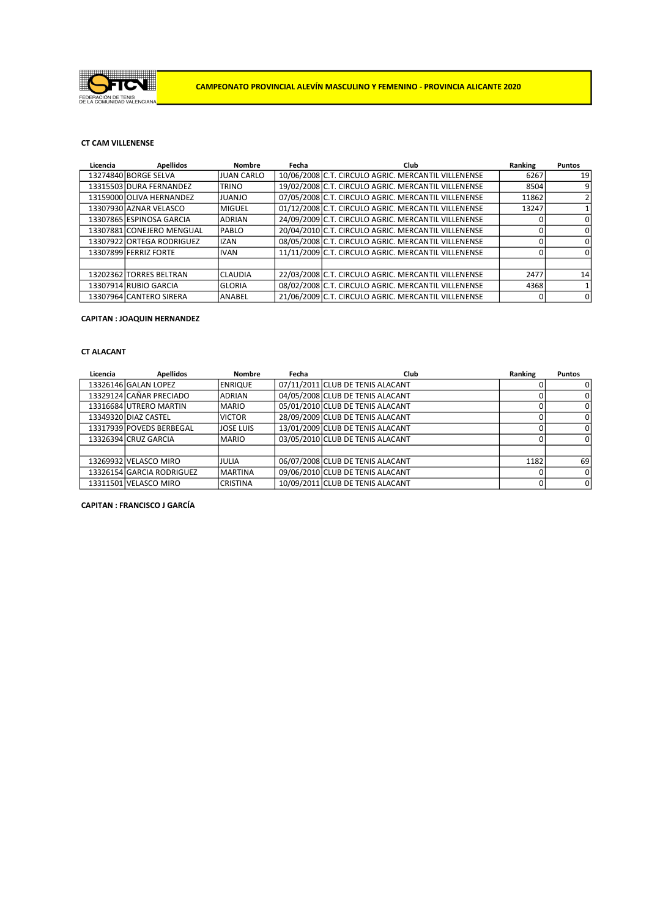FEDERACIÓN DE TENIS DE LA COMUNIDAD VALENCIANA

# CAMPEONATO PROVINCIAL ALEVÍN MASCULINO Y FEMENINO - PROVINCIA ALICANTE 2020

## CT CAM VILLENENSE

| Licencia | Apellidos | Nombre | Fecha | Club | Ranking | Puntos |
|---|---|---|---|---|---|---|
| 13274840 | BORGE SELVA | JUAN CARLO | 10/06/2008 | C.T. CIRCULO AGRIC. MERCANTIL VILLENENSE | 6267 | 19 |
| 13315503 | DURA FERNANDEZ | TRINO | 19/02/2008 | C.T. CIRCULO AGRIC. MERCANTIL VILLENENSE | 8504 | 9 |
| 13159000 | OLIVA HERNANDEZ | JUANJO | 07/05/2008 | C.T. CIRCULO AGRIC. MERCANTIL VILLENENSE | 11862 | 2 |
| 13307930 | AZNAR VELASCO | MIGUEL | 01/12/2008 | C.T. CIRCULO AGRIC. MERCANTIL VILLENENSE | 13247 | 1 |
| 13307865 | ESPINOSA GARCIA | ADRIAN | 24/09/2009 | C.T. CIRCULO AGRIC. MERCANTIL VILLENENSE | 0 | 0 |
| 13307881 | CONEJERO MENGUAL | PABLO | 20/04/2010 | C.T. CIRCULO AGRIC. MERCANTIL VILLENENSE | 0 | 0 |
| 13307922 | ORTEGA RODRIGUEZ | IZAN | 08/05/2008 | C.T. CIRCULO AGRIC. MERCANTIL VILLENENSE | 0 | 0 |
| 13307899 | FERRIZ FORTE | IVAN | 11/11/2009 | C.T. CIRCULO AGRIC. MERCANTIL VILLENENSE | 0 | 0 |
| | | | | | | |
| 13202362 | TORRES BELTRAN | CLAUDIA | 22/03/2008 | C.T. CIRCULO AGRIC. MERCANTIL VILLENENSE | 2477 | 14 |
| 13307914 | RUBIO GARCIA | GLORIA | 08/02/2008 | C.T. CIRCULO AGRIC. MERCANTIL VILLENENSE | 4368 | 1 |
| 13307964 | CANTERO SIRERA | ANABEL | 21/06/2009 | C.T. CIRCULO AGRIC. MERCANTIL VILLENENSE | 0 | 0 |

**CAPITAN : JOAQUIN HERNANDEZ**

## CT ALACANT

| Licencia | Apellidos | Nombre | Fecha | Club | Ranking | Puntos |
|---|---|---|---|---|---|---|
| 13326146 | GALAN LOPEZ | ENRIQUE | 07/11/2011 | CLUB DE TENIS ALACANT | 0 | 0 |
| 13329124 | CAÑAR PRECIADO | ADRIAN | 04/05/2008 | CLUB DE TENIS ALACANT | 0 | 0 |
| 13316684 | UTRERO MARTIN | MARIO | 05/01/2010 | CLUB DE TENIS ALACANT | 0 | 0 |
| 13349320 | DIAZ CASTEL | VICTOR | 28/09/2009 | CLUB DE TENIS ALACANT | 0 | 0 |
| 13317939 | POVEDS BERBEGAL | JOSE LUIS | 13/01/2009 | CLUB DE TENIS ALACANT | 0 | 0 |
| 13326394 | CRUZ GARCIA | MARIO | 03/05/2010 | CLUB DE TENIS ALACANT | 0 | 0 |
| | | | | | | |
| 13269932 | VELASCO MIRO | JULIA | 06/07/2008 | CLUB DE TENIS ALACANT | 1182 | 69 |
| 13326154 | GARCIA RODRIGUEZ | MARTINA | 09/06/2010 | CLUB DE TENIS ALACANT | 0 | 0 |
| 13311501 | VELASCO MIRO | CRISTINA | 10/09/2011 | CLUB DE TENIS ALACANT | 0 | 0 |

**CAPITAN : FRANCISCO J GARCÍA**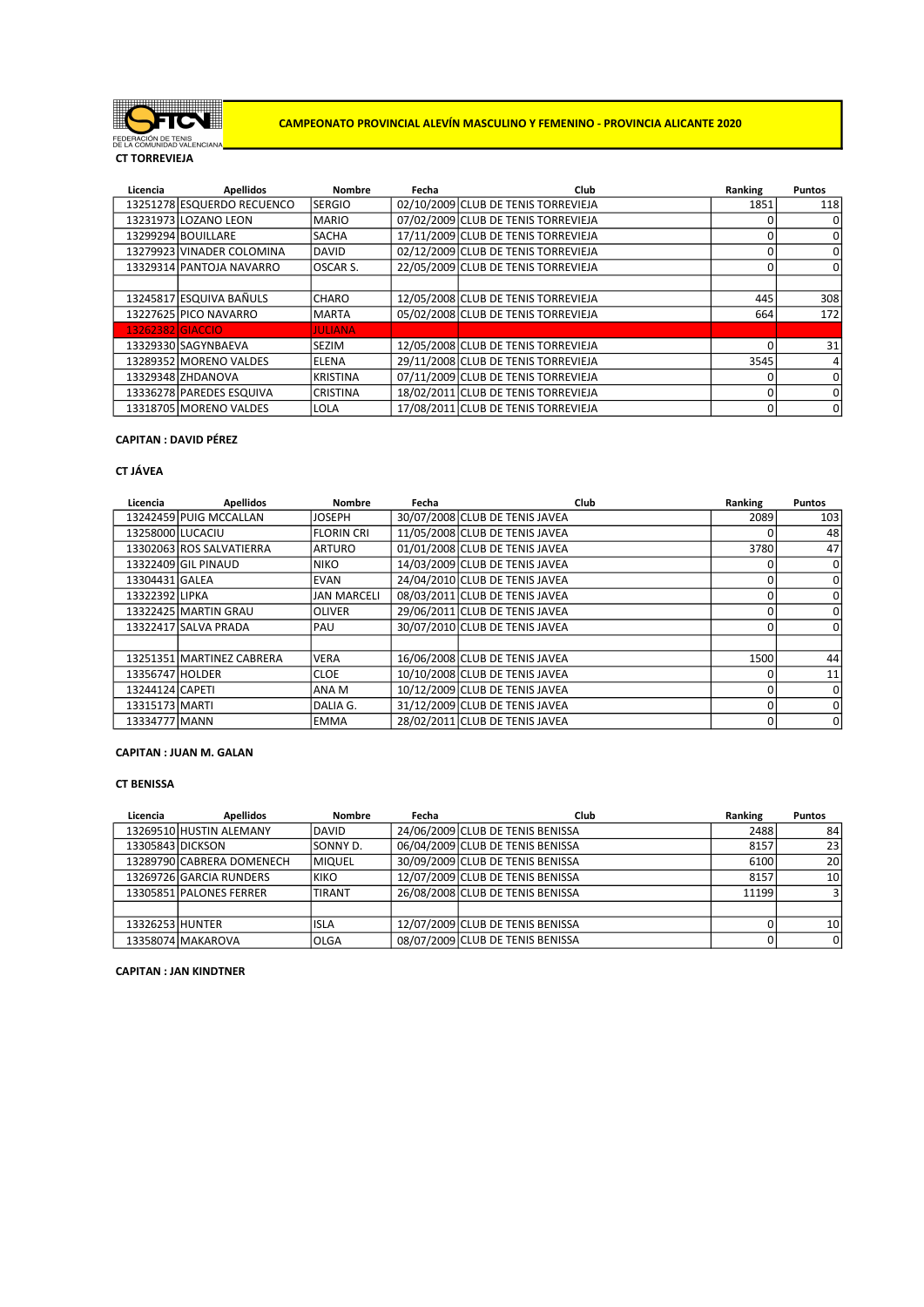FEDERACIÓN DE TENIS DE LA COMUNIDAD VALENCIANA

**CAMPEONATO PROVINCIAL ALEVÍN MASCULINO Y FEMENINO - PROVINCIA ALICANTE 2020**

**CT TORREVIEJA**

| Licencia | Apellidos | Nombre | Fecha | Club | Ranking | Puntos |
|---|---|---|---|---|---|---|
| 13251278 | ESQUERDO RECUENCO | SERGIO | 02/10/2009 | CLUB DE TENIS TORREVIEJA | 1851 | 118 |
| 13231973 | LOZANO LEON | MARIO | 07/02/2009 | CLUB DE TENIS TORREVIEJA | 0 | 0 |
| 13299294 | BOUILLARE | SACHA | 17/11/2009 | CLUB DE TENIS TORREVIEJA | 0 | 0 |
| 13279923 | VINADER COLOMINA | DAVID | 02/12/2009 | CLUB DE TENIS TORREVIEJA | 0 | 0 |
| 13329314 | PANTOJA NAVARRO | OSCAR S. | 22/05/2009 | CLUB DE TENIS TORREVIEJA | 0 | 0 |
| | | | | | | |
| 13245817 | ESQUIVA BAÑULS | CHARO | 12/05/2008 | CLUB DE TENIS TORREVIEJA | 445 | 308 |
| 13227625 | PICO NAVARRO | MARTA | 05/02/2008 | CLUB DE TENIS TORREVIEJA | 664 | 172 |
| 13262382 | GIACCIO | JULIANA | | | | |
| 13329330 | SAGYNBAEVA | SEZIM | 12/05/2008 | CLUB DE TENIS TORREVIEJA | 0 | 31 |
| 13289352 | MORENO VALDES | ELENA | 29/11/2008 | CLUB DE TENIS TORREVIEJA | 3545 | 4 |
| 13329348 | ZHDANOVA | KRISTINA | 07/11/2009 | CLUB DE TENIS TORREVIEJA | 0 | 0 |
| 13336278 | PAREDES ESQUIVA | CRISTINA | 18/02/2011 | CLUB DE TENIS TORREVIEJA | 0 | 0 |
| 13318705 | MORENO VALDES | LOLA | 17/08/2011 | CLUB DE TENIS TORREVIEJA | 0 | 0 |

**CAPITAN : DAVID PÉREZ**

**CT JÁVEA**

| Licencia | Apellidos | Nombre | Fecha | Club | Ranking | Puntos |
|---|---|---|---|---|---|---|
| 13242459 | PUIG MCCALLAN | JOSEPH | 30/07/2008 | CLUB DE TENIS JAVEA | 2089 | 103 |
| 13258000 | LUCACIU | FLORIN CRI | 11/05/2008 | CLUB DE TENIS JAVEA | 0 | 48 |
| 13302063 | ROS SALVATIERRA | ARTURO | 01/01/2008 | CLUB DE TENIS JAVEA | 3780 | 47 |
| 13322409 | GIL PINAUD | NIKO | 14/03/2009 | CLUB DE TENIS JAVEA | 0 | 0 |
| 13304431 | GALEA | EVAN | 24/04/2010 | CLUB DE TENIS JAVEA | 0 | 0 |
| 13322392 | LIPKA | JAN MARCELI | 08/03/2011 | CLUB DE TENIS JAVEA | 0 | 0 |
| 13322425 | MARTIN GRAU | OLIVER | 29/06/2011 | CLUB DE TENIS JAVEA | 0 | 0 |
| 13322417 | SALVA PRADA | PAU | 30/07/2010 | CLUB DE TENIS JAVEA | 0 | 0 |
| | | | | | | |
| 13251351 | MARTINEZ CABRERA | VERA | 16/06/2008 | CLUB DE TENIS JAVEA | 1500 | 44 |
| 13356747 | HOLDER | CLOE | 10/10/2008 | CLUB DE TENIS JAVEA | 0 | 11 |
| 13244124 | CAPETI | ANA M | 10/12/2009 | CLUB DE TENIS JAVEA | 0 | 0 |
| 13315173 | MARTI | DALIA G. | 31/12/2009 | CLUB DE TENIS JAVEA | 0 | 0 |
| 13334777 | MANN | EMMA | 28/02/2011 | CLUB DE TENIS JAVEA | 0 | 0 |

**CAPITAN : JUAN M. GALAN**

**CT BENISSA**

| Licencia | Apellidos | Nombre | Fecha | Club | Ranking | Puntos |
|---|---|---|---|---|---|---|
| 13269510 | HUSTIN ALEMANY | DAVID | 24/06/2009 | CLUB DE TENIS BENISSA | 2488 | 84 |
| 13305843 | DICKSON | SONNY D. | 06/04/2009 | CLUB DE TENIS BENISSA | 8157 | 23 |
| 13289790 | CABRERA DOMENECH | MIQUEL | 30/09/2009 | CLUB DE TENIS BENISSA | 6100 | 20 |
| 13269726 | GARCIA RUNDERS | KIKO | 12/07/2009 | CLUB DE TENIS BENISSA | 8157 | 10 |
| 13305851 | PALONES FERRER | TIRANT | 26/08/2008 | CLUB DE TENIS BENISSA | 11199 | 3 |
| | | | | | | |
| 13326253 | HUNTER | ISLA | 12/07/2009 | CLUB DE TENIS BENISSA | 0 | 10 |
| 13358074 | MAKAROVA | OLGA | 08/07/2009 | CLUB DE TENIS BENISSA | 0 | 0 |

**CAPITAN : JAN KINDTNER**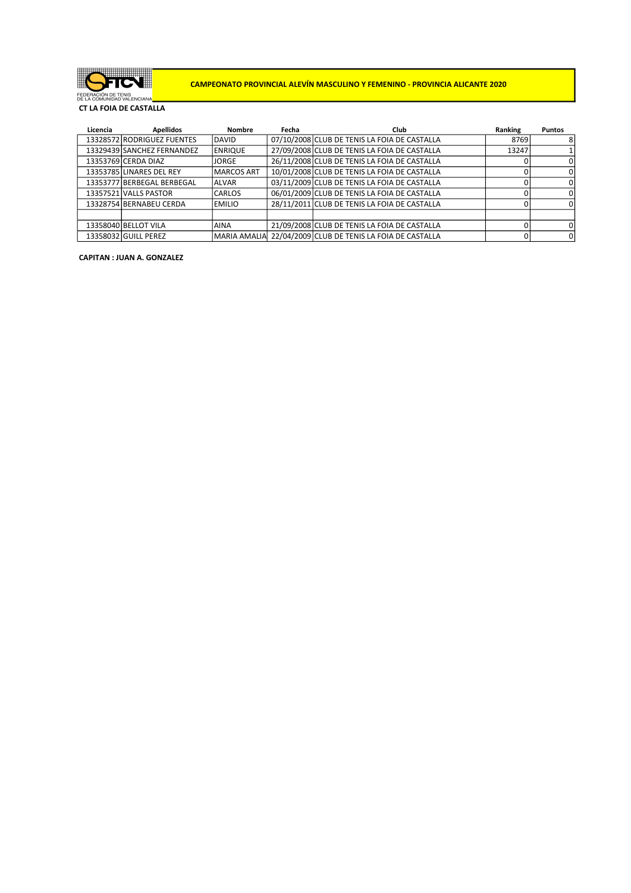FEDERACIÓN DE TENIS DE LA COMUNIDAD VALENCIANA

**CAMPEONATO PROVINCIAL ALEVÍN MASCULINO Y FEMENINO - PROVINCIA ALICANTE 2020**

**CT LA FOIA DE CASTALLA**

| Licencia | Apellidos | Nombre | Fecha | Club | Ranking | Puntos |
|---|---|---|---|---|---|---|
| 13328572 | RODRIGUEZ FUENTES | DAVID | 07/10/2008 | CLUB DE TENIS LA FOIA DE CASTALLA | 8769 | 8 |
| 13329439 | SANCHEZ FERNANDEZ | ENRIQUE | 27/09/2008 | CLUB DE TENIS LA FOIA DE CASTALLA | 13247 | 1 |
| 13353769 | CERDA DIAZ | JORGE | 26/11/2008 | CLUB DE TENIS LA FOIA DE CASTALLA | 0 | 0 |
| 13353785 | LINARES DEL REY | MARCOS ART | 10/01/2008 | CLUB DE TENIS LA FOIA DE CASTALLA | 0 | 0 |
| 13353777 | BERBEGAL BERBEGAL | ALVAR | 03/11/2009 | CLUB DE TENIS LA FOIA DE CASTALLA | 0 | 0 |
| 13357521 | VALLS PASTOR | CARLOS | 06/01/2009 | CLUB DE TENIS LA FOIA DE CASTALLA | 0 | 0 |
| 13328754 | BERNABEU CERDA | EMILIO | 28/11/2011 | CLUB DE TENIS LA FOIA DE CASTALLA | 0 | 0 |
| | | | | | | |
| 13358040 | BELLOT VILA | AINA | 21/09/2008 | CLUB DE TENIS LA FOIA DE CASTALLA | 0 | 0 |
| 13358032 | GUILL PEREZ | MARIA AMALIA | 22/04/2009 | CLUB DE TENIS LA FOIA DE CASTALLA | 0 | 0 |

**CAPITAN : JUAN A. GONZALEZ**